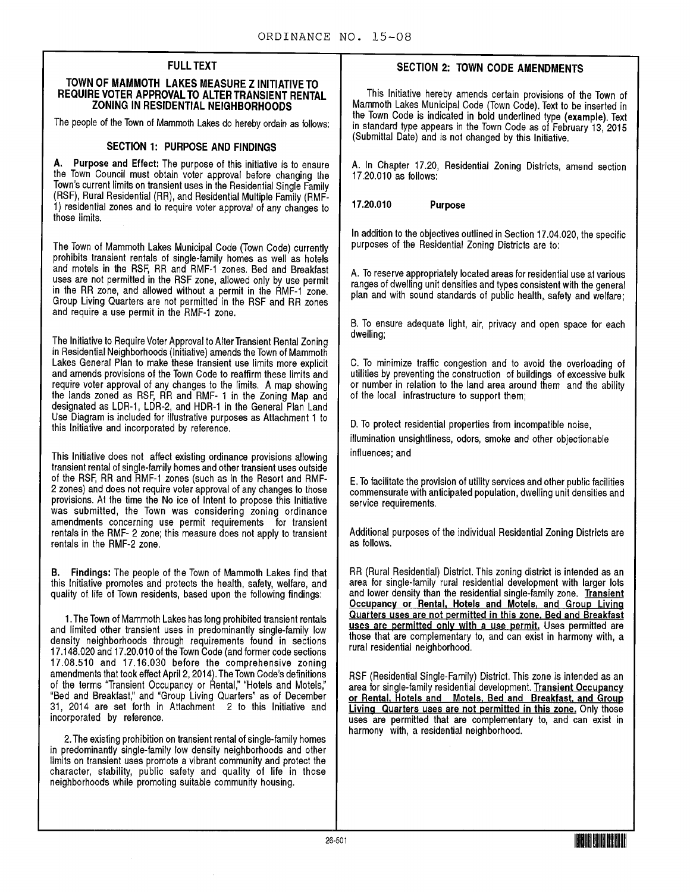# ORDINANCE NO. 15-08

## FULL TEXT

## TOWN OF MAMMOTH LAKES MEASURE Z INITIATIVE TO REQUIRE VOTER APPROVAL TO ALTER TRANSIENT RENTAL ZONING IN RESIDENTIAL NEIGHBORHOODS

The people of the Town of Mammoth Lakes do hereby ordain as follows:

### SECTION 1: PURPOSE AND FINDINGS

**A. Purpose and Effect:** The purpose of this initiative is to ensure the Town Council must obtain voter approval before changing the Town's current limits on transient uses in the Residential Single Family (RSF), Rural Residential (RR), and Residential Multiple Family (RMF-1) residential zones and to require voter approval of any changes to those limits.

The Town of Mammoth Lakes Municipal Code (Town Code) currently prohibits transient rentals of single-family homes as well as hotels and motels in the RSF, RR and RMF-1 zones. Bed and Breakfast uses are not permitted in the RSF zone, allowed only by use permit in the RR zone, and allowed without a permit in the RMF-1 zone. Group Living Quarters are not permitted in the RSF and RR zones and require a use permit in the RMF-1 zone.

The Initiative to Require Voter Approval to Alter Transient Rental Zoning in Residential Neighborhoods (Initiative) amends the Town of Mammoth Lakes General Plan to make these transient use limits more explicit and amends provisions of the Town Code to reaffirm these limits and require voter approval of any changes to the limits. A map showing the lands zoned as RSF, RR and RMF- 1 in the Zoning Map and designated as LDR-1, LDR-2, and HDR-1 in the General Plan Land Use Diagram is included for illustrative purposes as Attachment 1 to this Initiative and incorporated by reference.

This Initiative does not affect existing ordinance provisions allowing transient rental of single-family homes and other transient uses outside of the RSF, RR and RMF-1 zones (such as in the Resort and RMF-2 zones) and does not require voter approval of any changes to those provisions. At the time the No ice of Intent to propose this Initiative was submitted, the Town was considering zoning ordinance amendments concerning use permit requirements for transient rentals in the RMF- 2 zone; this measure does not apply to transient rentals in the RMF-2 zone.

**B. Findings:** The people of the Town of Mammoth Lakes find that this Initiative promotes and protects the health, safety, welfare, and quality of life of Town residents, based upon the following findings:

1. The Town of Mammoth Lakes has long prohibited transient rentals and limited other transient uses in predominantly single-family low density neighborhoods through requirements found in sections 17.148.020 and 17.20.010 of the Town Code (and former code sections 17.08.510 and 17.16.030 before the comprehensive zoning amendments that took effect April 2, 2014). The Town Code's definitions of the terms "Transient Occupancy or Rental," "Hotels and Motels," "Bed and Breakfast," and "Group Living Quarters" as of December 31, 2014 are set forth in Attachment 2 to this Initiative and incorporated by reference.

2. The existing prohibition on transient rental of single-family homes in predominantly single-family low density neighborhoods and other limits on transient uses promote a vibrant community and protect the character, stability, public safety and quality of life in those neighborhoods while promoting suitable community housing.

### SECTION 2: TOWN CODE AMENDMENTS

This Initiative hereby amends certain provisions of the Town of Mammoth Lakes Municipal Code (Town Code). Text to be inserted in the Town Code is indicated in bold underlined type (**<u>example</u>**). Text in standard type appears in the Town Code as of February 13, 2015 (Submittal Date) and is not changed by this Initiative.

A. In Chapter 17.20, Residential Zoning Districts, amend section 17.20.010 as follows:

**17.20.010 Purpose**

In addition to the objectives outlined in Section 17.04.020, the specific purposes of the Residential Zoning Districts are to:

A. To reserve appropriately located areas for residential use at various ranges of dwelling unit densities and types consistent with the general plan and with sound standards of public health, safety and welfare;

B. To ensure adequate light, air, privacy and open space for each dwelling;

C. To minimize traffic congestion and to avoid the overloading of utilities by preventing the construction of buildings of excessive bulk or number in relation to the land area around them and the ability of the local infrastructure to support them;

D. To protect residential properties from incompatible noise, illumination unsightliness, odors, smoke and other objectionable influences; and

E. To facilitate the provision of utility services and other public facilities commensurate with anticipated population, dwelling unit densities and service requirements.

Additional purposes of the individual Residential Zoning Districts are as follows.

RR (Rural Residential) District. This zoning district is intended as an area for single-family rural residential development with larger lots and lower density than the residential single-family zone. **<u>Transient Occupancy or Rental, Hotels and Motels, and Group Living Quarters uses are not permitted in this zone. Bed and Breakfast uses are permitted only with a use permit.</u>** Uses permitted are those that are complementary to, and can exist in harmony with, a rural residential neighborhood.

RSF (Residential Single-Family) District. This zone is intended as an area for single-family residential development. **<u>Transient Occupancy or Rental, Hotels and Motels, Bed and Breakfast, and Group Living Quarters uses are not permitted in this zone.</u>** Only those uses are permitted that are complementary to, and can exist in harmony with, a residential neighborhood.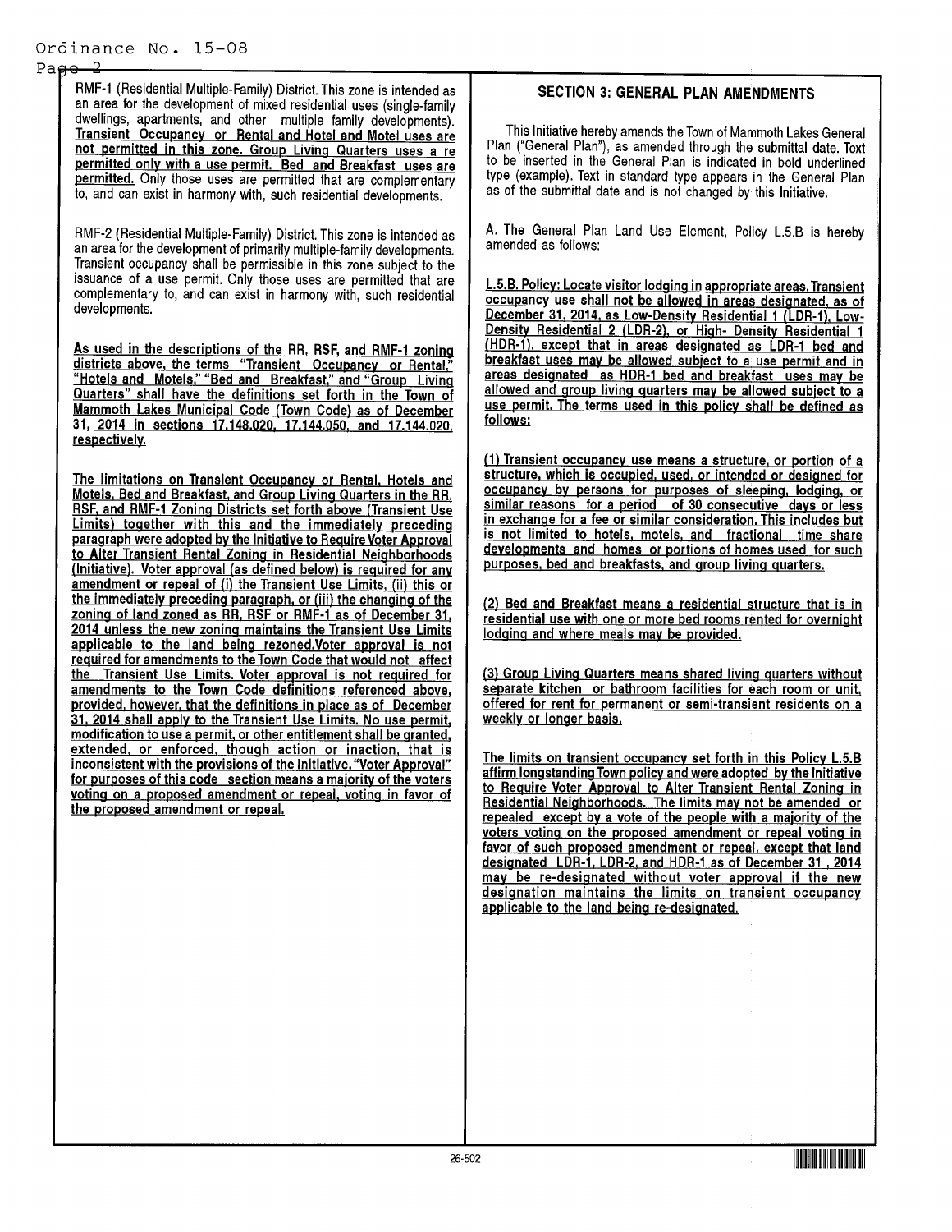RMF-1 (Residential Multiple-Family) District. This zone is intended as an area for the development of mixed residential uses (single-family dwellings, apartments, and other multiple family developments). **Transient Occupancy or Rental and Hotel and Motel uses are not permitted in this zone. Group Living Quarters uses a re permitted only with a use permit. Bed and Breakfast uses are permitted.** Only those uses are permitted that are complementary to, and can exist in harmony with, such residential developments.

RMF-2 (Residential Multiple-Family) District. This zone is intended as an area for the development of primarily multiple-family developments. Transient occupancy shall be permissible in this zone subject to the issuance of a use permit. Only those uses are permitted that are complementary to, and can exist in harmony with, such residential developments.

**As used in the descriptions of the RR, RSF, and RMF-1 zoning districts above, the terms "Transient Occupancy or Rental," "Hotels and Motels," "Bed and Breakfast," and "Group Living Quarters" shall have the definitions set forth in the Town of Mammoth Lakes Municipal Code (Town Code) as of December 31, 2014 in sections 17.148.020, 17.144.050, and 17.144.020, respectively.**

**The limitations on Transient Occupancy or Rental, Hotels and Motels, Bed and Breakfast, and Group Living Quarters in the RR, RSF, and RMF-1 Zoning Districts set forth above (Transient Use Limits) together with this and the immediately preceding paragraph were adopted by the Initiative to Require Voter Approval to Alter Transient Rental Zoning in Residential Neighborhoods (Initiative). Voter approval (as defined below) is required for any amendment or repeal of (i) the Transient Use Limits, (ii) this or the immediately preceding paragraph, or (iii) the changing of the zoning of land zoned as RR, RSF or RMF-1 as of December 31, 2014 unless the new zoning maintains the Transient Use Limits applicable to the land being rezoned. Voter approval is not required for amendments to the Town Code that would not affect the Transient Use Limits. Voter approval is not required for amendments to the Town Code definitions referenced above, provided, however, that the definitions in place as of December 31, 2014 shall apply to the Transient Use Limits. No use permit, modification to use a permit, or other entitlement shall be granted, extended, or enforced, though action or inaction, that is inconsistent with the provisions of the Initiative. "Voter Approval" for purposes of this code section means a majority of the voters voting on a proposed amendment or repeal, voting in favor of the proposed amendment or repeal.**

## SECTION 3: GENERAL PLAN AMENDMENTS

This Initiative hereby amends the Town of Mammoth Lakes General Plan ("General Plan"), as amended through the submittal date. Text to be inserted in the General Plan is indicated in bold underlined type (example). Text in standard type appears in the General Plan as of the submittal date and is not changed by this Initiative.

A. The General Plan Land Use Element, Policy L.5.B is hereby amended as follows:

**L.5.B. Policy: Locate visitor lodging in appropriate areas. Transient occupancy use shall not be allowed in areas designated, as of December 31, 2014, as Low-Density Residential 1 (LDR-1), Low-Density Residential 2 (LDR-2), or High- Density Residential 1 (HDR-1), except that in areas designated as LDR-1 bed and breakfast uses may be allowed subject to a use permit and in areas designated as HDR-1 bed and breakfast uses may be allowed and group living quarters may be allowed subject to a use permit. The terms used in this policy shall be defined as follows:**

**(1) Transient occupancy use means a structure, or portion of a structure, which is occupied, used, or intended or designed for occupancy by persons for purposes of sleeping, lodging, or similar reasons for a period of 30 consecutive days or less in exchange for a fee or similar consideration. This includes but is not limited to hotels, motels, and fractional time share developments and homes or portions of homes used for such purposes, bed and breakfasts, and group living quarters.**

**(2) Bed and Breakfast means a residential structure that is in residential use with one or more bed rooms rented for overnight lodging and where meals may be provided.**

**(3) Group Living Quarters means shared living quarters without separate kitchen or bathroom facilities for each room or unit, offered for rent for permanent or semi-transient residents on a weekly or longer basis.**

**The limits on transient occupancy set forth in this Policy L.5.B affirm longstanding Town policy and were adopted by the Initiative to Require Voter Approval to Alter Transient Rental Zoning in Residential Neighborhoods. The limits may not be amended or repealed except by a vote of the people with a majority of the voters voting on the proposed amendment or repeal voting in favor of such proposed amendment or repeal, except that land designated LDR-1, LDR-2, and HDR-1 as of December 31, 2014 may be re-designated without voter approval if the new designation maintains the limits on transient occupancy applicable to the land being re-designated.**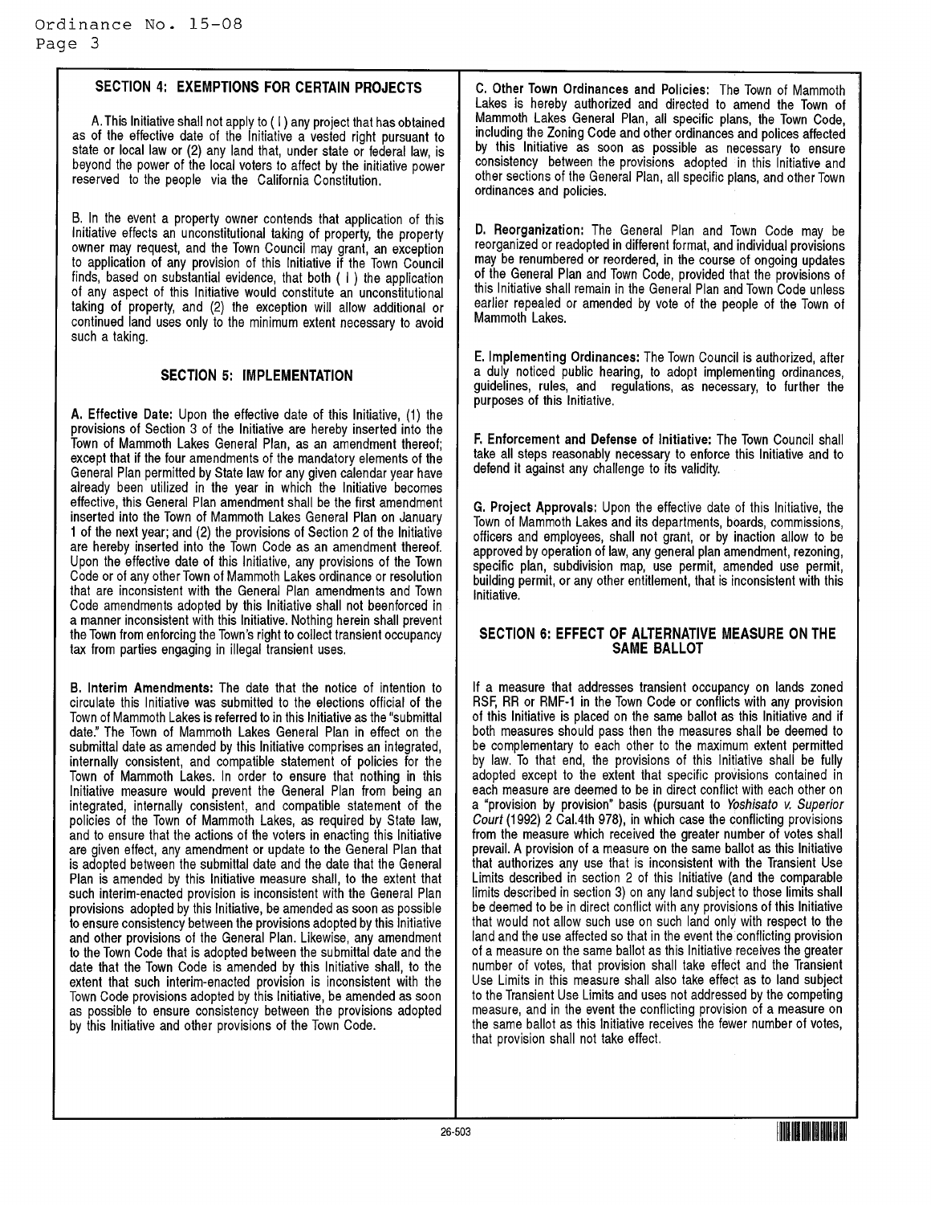## SECTION 4: EXEMPTIONS FOR CERTAIN PROJECTS

A. This Initiative shall not apply to ( l ) any project that has obtained as of the effective date of the Initiative a vested right pursuant to state or local law or (2) any land that, under state or federal law, is beyond the power of the local voters to affect by the initiative power reserved to the people via the California Constitution.

B. In the event a property owner contends that application of this Initiative effects an unconstitutional taking of property, the property owner may request, and the Town Council may grant, an exception to application of any provision of this Initiative if the Town Council finds, based on substantial evidence, that both ( l ) the application of any aspect of this Initiative would constitute an unconstitutional taking of property, and (2) the exception will allow additional or continued land uses only to the minimum extent necessary to avoid such a taking.

## SECTION 5: IMPLEMENTATION

**A. Effective Date:** Upon the effective date of this Initiative, (1) the provisions of Section 3 of the Initiative are hereby inserted into the Town of Mammoth Lakes General Plan, as an amendment thereof; except that if the four amendments of the mandatory elements of the General Plan permitted by State law for any given calendar year have already been utilized in the year in which the Initiative becomes effective, this General Plan amendment shall be the first amendment inserted into the Town of Mammoth Lakes General Plan on January 1 of the next year; and (2) the provisions of Section 2 of the Initiative are hereby inserted into the Town Code as an amendment thereof. Upon the effective date of this Initiative, any provisions of the Town Code or of any other Town of Mammoth Lakes ordinance or resolution that are inconsistent with the General Plan amendments and Town Code amendments adopted by this Initiative shall not beenforced in a manner inconsistent with this Initiative. Nothing herein shall prevent the Town from enforcing the Town's right to collect transient occupancy tax from parties engaging in illegal transient uses.

**B. Interim Amendments:** The date that the notice of intention to circulate this Initiative was submitted to the elections official of the Town of Mammoth Lakes is referred to in this Initiative as the "submittal date." The Town of Mammoth Lakes General Plan in effect on the submittal date as amended by this Initiative comprises an integrated, internally consistent, and compatible statement of policies for the Town of Mammoth Lakes. In order to ensure that nothing in this Initiative measure would prevent the General Plan from being an integrated, internally consistent, and compatible statement of the policies of the Town of Mammoth Lakes, as required by State law, and to ensure that the actions of the voters in enacting this Initiative are given effect, any amendment or update to the General Plan that is adopted between the submittal date and the date that the General Plan is amended by this Initiative measure shall, to the extent that such interim-enacted provision is inconsistent with the General Plan provisions adopted by this Initiative, be amended as soon as possible to ensure consistency between the provisions adopted by this Initiative and other provisions of the General Plan. Likewise, any amendment to the Town Code that is adopted between the submittal date and the date that the Town Code is amended by this Initiative shall, to the extent that such interim-enacted provision is inconsistent with the Town Code provisions adopted by this Initiative, be amended as soon as possible to ensure consistency between the provisions adopted by this Initiative and other provisions of the Town Code.

**C. Other Town Ordinances and Policies:** The Town of Mammoth Lakes is hereby authorized and directed to amend the Town of Mammoth Lakes General Plan, all specific plans, the Town Code, including the Zoning Code and other ordinances and polices affected by this Initiative as soon as possible as necessary to ensure consistency between the provisions adopted in this Initiative and other sections of the General Plan, all specific plans, and other Town ordinances and policies.

**D. Reorganization:** The General Plan and Town Code may be reorganized or readopted in different format, and individual provisions may be renumbered or reordered, in the course of ongoing updates of the General Plan and Town Code, provided that the provisions of this Initiative shall remain in the General Plan and Town Code unless earlier repealed or amended by vote of the people of the Town of Mammoth Lakes.

**E. Implementing Ordinances:** The Town Council is authorized, after a duly noticed public hearing, to adopt implementing ordinances, guidelines, rules, and regulations, as necessary, to further the purposes of this Initiative.

**F. Enforcement and Defense of Initiative:** The Town Council shall take all steps reasonably necessary to enforce this Initiative and to defend it against any challenge to its validity.

**G. Project Approvals:** Upon the effective date of this Initiative, the Town of Mammoth Lakes and its departments, boards, commissions, officers and employees, shall not grant, or by inaction allow to be approved by operation of law, any general plan amendment, rezoning, specific plan, subdivision map, use permit, amended use permit, building permit, or any other entitlement, that is inconsistent with this Initiative.

## SECTION 6: EFFECT OF ALTERNATIVE MEASURE ON THE SAME BALLOT

If a measure that addresses transient occupancy on lands zoned RSF, RR or RMF-1 in the Town Code or conflicts with any provision of this Initiative is placed on the same ballot as this Initiative and if both measures should pass then the measures shall be deemed to be complementary to each other to the maximum extent permitted by law. To that end, the provisions of this Initiative shall be fully adopted except to the extent that specific provisions contained in each measure are deemed to be in direct conflict with each other on a "provision by provision" basis (pursuant to *Yoshisato v. Superior Court* (1992) 2 Cal.4th 978), in which case the conflicting provisions from the measure which received the greater number of votes shall prevail. A provision of a measure on the same ballot as this Initiative that authorizes any use that is inconsistent with the Transient Use Limits described in section 2 of this Initiative (and the comparable limits described in section 3) on any land subject to those limits shall be deemed to be in direct conflict with any provisions of this Initiative that would not allow such use on such land only with respect to the land and the use affected so that in the event the conflicting provision of a measure on the same ballot as this Initiative receives the greater number of votes, that provision shall take effect and the Transient Use Limits in this measure shall also take effect as to land subject to the Transient Use Limits and uses not addressed by the competing measure, and in the event the conflicting provision of a measure on the same ballot as this Initiative receives the fewer number of votes, that provision shall not take effect.

26-503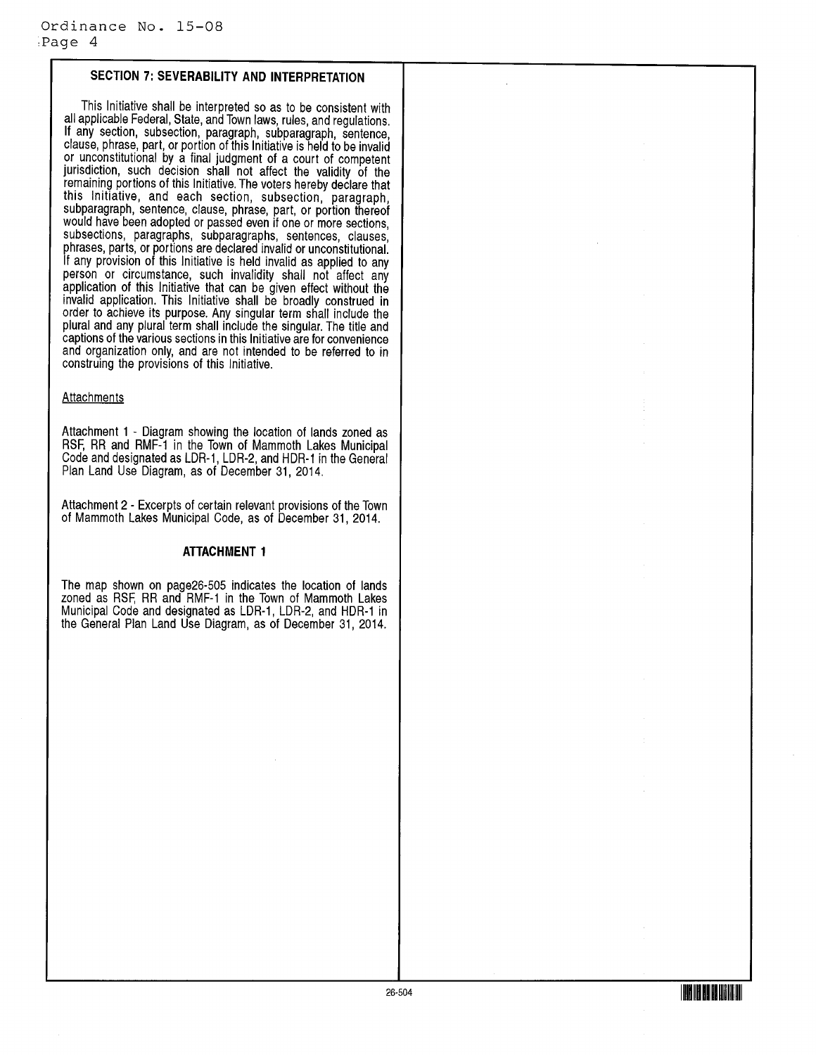## SECTION 7: SEVERABILITY AND INTERPRETATION

This Initiative shall be interpreted so as to be consistent with all applicable Federal, State, and Town laws, rules, and regulations. If any section, subsection, paragraph, subparagraph, sentence, clause, phrase, part, or portion of this Initiative is held to be invalid or unconstitutional by a final judgment of a court of competent jurisdiction, such decision shall not affect the validity of the remaining portions of this Initiative. The voters hereby declare that this Initiative, and each section, subsection, paragraph, subparagraph, sentence, clause, phrase, part, or portion thereof would have been adopted or passed even if one or more sections, subsections, paragraphs, subparagraphs, sentences, clauses, phrases, parts, or portions are declared invalid or unconstitutional. If any provision of this Initiative is held invalid as applied to any person or circumstance, such invalidity shall not affect any application of this Initiative that can be given effect without the invalid application. This Initiative shall be broadly construed in order to achieve its purpose. Any singular term shall include the plural and any plural term shall include the singular. The title and captions of the various sections in this Initiative are for convenience and organization only, and are not intended to be referred to in construing the provisions of this Initiative.

Attachments

Attachment 1 - Diagram showing the location of lands zoned as RSF, RR and RMF-1 in the Town of Mammoth Lakes Municipal Code and designated as LDR-1, LDR-2, and HDR-1 in the General Plan Land Use Diagram, as of December 31, 2014.

Attachment 2 - Excerpts of certain relevant provisions of the Town of Mammoth Lakes Municipal Code, as of December 31, 2014.

## ATTACHMENT 1

The map shown on page26-505 indicates the location of lands zoned as RSF, RR and RMF-1 in the Town of Mammoth Lakes Municipal Code and designated as LDR-1, LDR-2, and HDR-1 in the General Plan Land Use Diagram, as of December 31, 2014.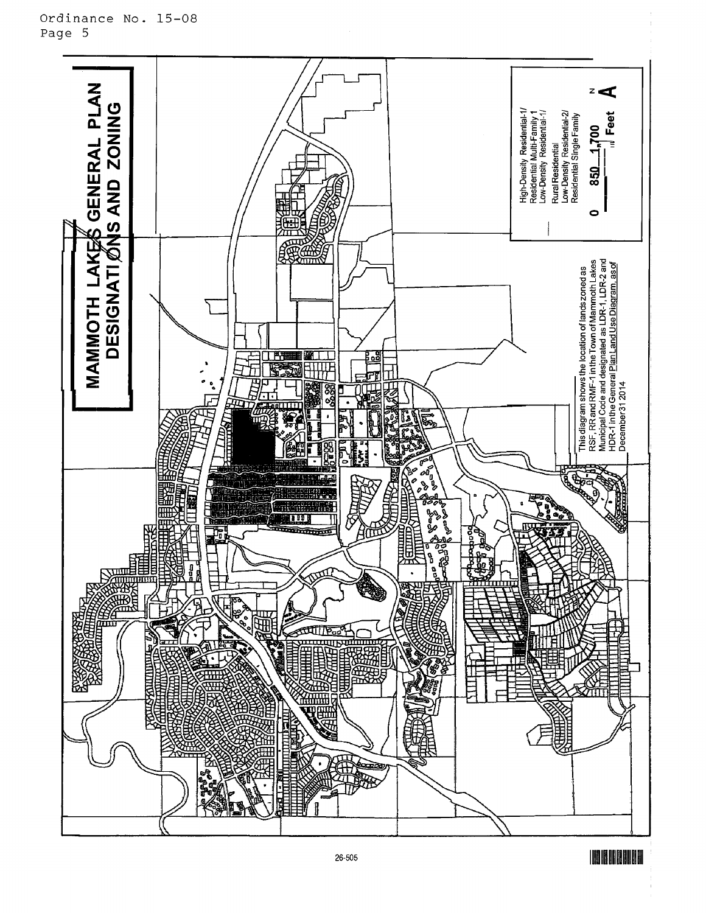# MAMMOTH LAKES GENERAL PLAN DESIGNATIONS AND ZONING

High-Density Residential-1/
Residential Multi-Family 1
Low-Density Residential-1/
Rural Residential
Low-Density Residential-2/
Residential Single Family

0 850 1,700 Feet

N

This diagram shows the location of lands zoned as RSF, RR and RMF-1 in the Town of Mammoth Lakes Municipal Code and designated as LDR-1, LDR-2 and HDR-1 in the General Plan Land Use Diagram, as of December 31 2014